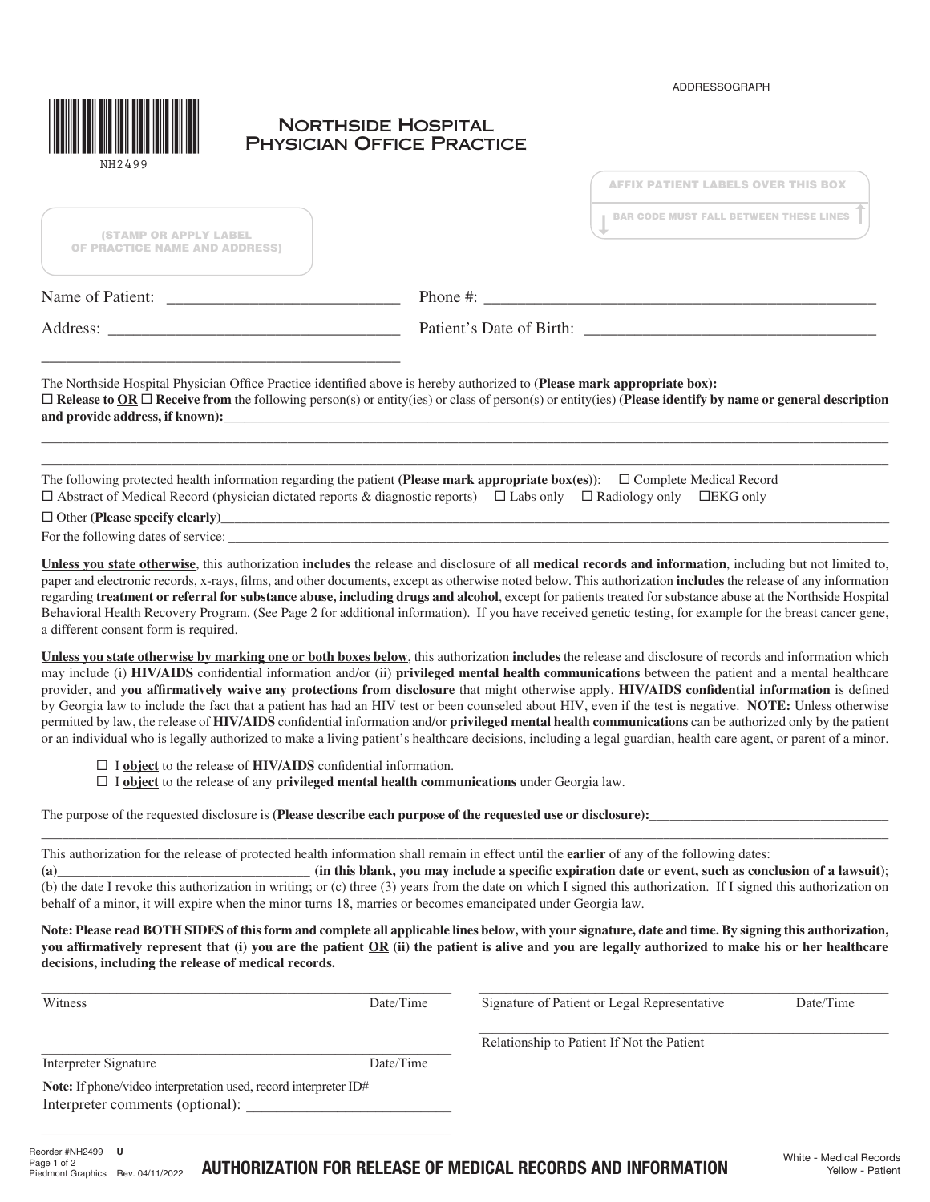ADDRESSOGRAPH

NH2499

# Northside Hospital Physician Office Practice

AFFIX PATIENT LABELS OVER THIS BOX

BAR CODE MUST FALL BETWEEN THESE LINES

(STAMP OR APPLY LABEL OF PRACTICE NAME AND ADDRESS)

Name of Patient: ____________________________ Phone #: ________________________________________________

Address: ____________________________________ Patient's Date of Birth: ___________________________________

____________________________________________

The Northside Hospital Physician Office Practice identified above is hereby authorized to **(Please mark appropriate box):**
☐ **Release to OR** ☐ **Receive from** the following person(s) or entity(ies) or class of person(s) or entity(ies) **(Please identify by name or general description and provide address, if known):**_______________________________________________

________________________________________________________________________________________________

________________________________________________________________________________________________

The following protected health information regarding the patient **(Please mark appropriate box(es))**: ☐ Complete Medical Record
☐ Abstract of Medical Record (physician dictated reports & diagnostic reports) ☐ Labs only ☐ Radiology only ☐EKG only
☐ Other **(Please specify clearly)**_______________________________________________________________________
For the following dates of service: _________________________________________________________________________

**Unless you state otherwise**, this authorization **includes** the release and disclosure of **all medical records and information**, including but not limited to, paper and electronic records, x-rays, films, and other documents, except as otherwise noted below. This authorization **includes** the release of any information regarding **treatment or referral for substance abuse, including drugs and alcohol**, except for patients treated for substance abuse at the Northside Hospital Behavioral Health Recovery Program. (See Page 2 for additional information). If you have received genetic testing, for example for the breast cancer gene, a different consent form is required.

**Unless you state otherwise by marking one or both boxes below**, this authorization **includes** the release and disclosure of records and information which may include (i) **HIV/AIDS** confidential information and/or (ii) **privileged mental health communications** between the patient and a mental healthcare provider, and **you affirmatively waive any protections from disclosure** that might otherwise apply. **HIV/AIDS confidential information** is defined by Georgia law to include the fact that a patient has had an HIV test or been counseled about HIV, even if the test is negative. **NOTE:** Unless otherwise permitted by law, the release of **HIV/AIDS** confidential information and/or **privileged mental health communications** can be authorized only by the patient or an individual who is legally authorized to make a living patient's healthcare decisions, including a legal guardian, health care agent, or parent of a minor.

☐ I **object** to the release of **HIV/AIDS** confidential information.
☐ I **object** to the release of any **privileged mental health communications** under Georgia law.

The purpose of the requested disclosure is **(Please describe each purpose of the requested use or disclosure):**_______________________

________________________________________________________________________________________________

This authorization for the release of protected health information shall remain in effect until the **earlier** of any of the following dates:
**(a)**___________________________________ **(in this blank, you may include a specific expiration date or event, such as conclusion of a lawsuit)**; (b) the date I revoke this authorization in writing; or (c) three (3) years from the date on which I signed this authorization. If I signed this authorization on behalf of a minor, it will expire when the minor turns 18, marries or becomes emancipated under Georgia law.

**Note: Please read BOTH SIDES of this form and complete all applicable lines below, with your signature, date and time. By signing this authorization, you affirmatively represent that (i) you are the patient OR (ii) the patient is alive and you are legally authorized to make his or her healthcare decisions, including the release of medical records.**

_______________________________________________ 
Witness Date/Time

_______________________________________________ 
Signature of Patient or Legal Representative Date/Time

_______________________________________________ 
Relationship to Patient If Not the Patient

_______________________________________________ 
Interpreter Signature Date/Time

**Note:** If phone/video interpretation used, record interpreter ID#
Interpreter comments (optional): ___________________________

_______________________________________________

Reorder #NH2499 **U**
Piedmont Graphics Rev. 04/11/2022

**AUTHORIZATION FOR RELEASE OF MEDICAL RECORDS AND INFORMATION**

White - Medical Records
Yellow - Patient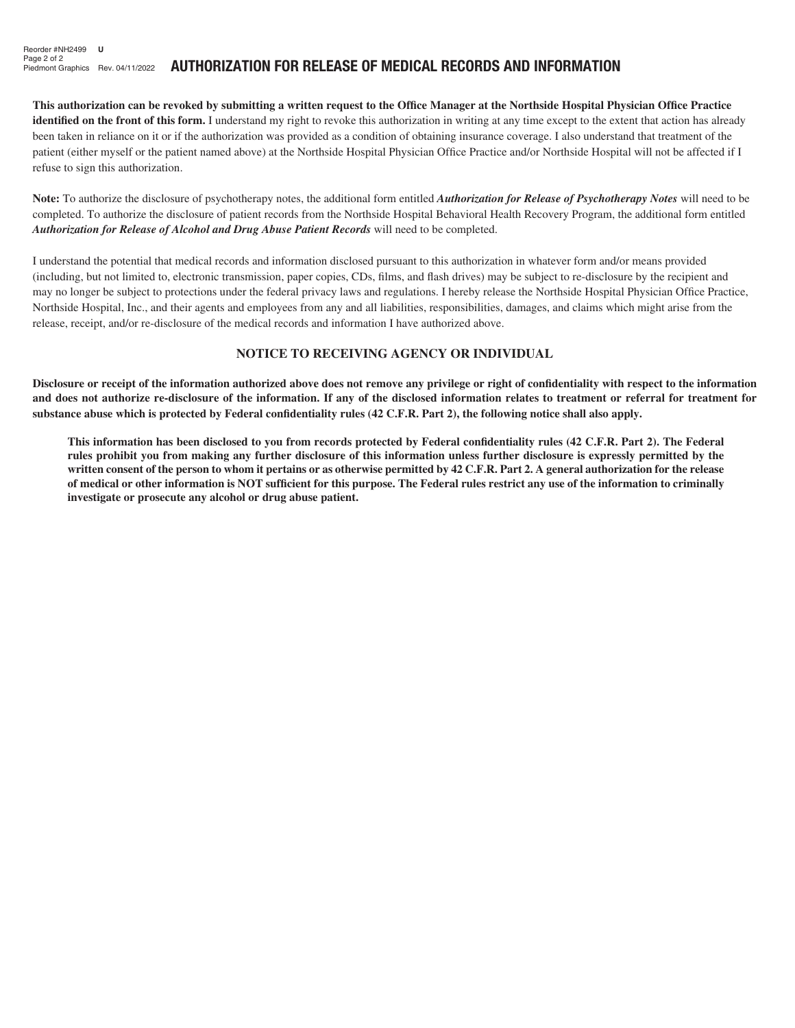# AUTHORIZATION FOR RELEASE OF MEDICAL RECORDS AND INFORMATION

**This authorization can be revoked by submitting a written request to the Office Manager at the Northside Hospital Physician Office Practice identified on the front of this form.** I understand my right to revoke this authorization in writing at any time except to the extent that action has already been taken in reliance on it or if the authorization was provided as a condition of obtaining insurance coverage. I also understand that treatment of the patient (either myself or the patient named above) at the Northside Hospital Physician Office Practice and/or Northside Hospital will not be affected if I refuse to sign this authorization.

**Note:** To authorize the disclosure of psychotherapy notes, the additional form entitled ***Authorization for Release of Psychotherapy Notes*** will need to be completed. To authorize the disclosure of patient records from the Northside Hospital Behavioral Health Recovery Program, the additional form entitled ***Authorization for Release of Alcohol and Drug Abuse Patient Records*** will need to be completed.

I understand the potential that medical records and information disclosed pursuant to this authorization in whatever form and/or means provided (including, but not limited to, electronic transmission, paper copies, CDs, films, and flash drives) may be subject to re-disclosure by the recipient and may no longer be subject to protections under the federal privacy laws and regulations. I hereby release the Northside Hospital Physician Office Practice, Northside Hospital, Inc., and their agents and employees from any and all liabilities, responsibilities, damages, and claims which might arise from the release, receipt, and/or re-disclosure of the medical records and information I have authorized above.

## NOTICE TO RECEIVING AGENCY OR INDIVIDUAL

**Disclosure or receipt of the information authorized above does not remove any privilege or right of confidentiality with respect to the information and does not authorize re-disclosure of the information. If any of the disclosed information relates to treatment or referral for treatment for substance abuse which is protected by Federal confidentiality rules (42 C.F.R. Part 2), the following notice shall also apply.**

> **This information has been disclosed to you from records protected by Federal confidentiality rules (42 C.F.R. Part 2). The Federal rules prohibit you from making any further disclosure of this information unless further disclosure is expressly permitted by the written consent of the person to whom it pertains or as otherwise permitted by 42 C.F.R. Part 2. A general authorization for the release of medical or other information is NOT sufficient for this purpose. The Federal rules restrict any use of the information to criminally investigate or prosecute any alcohol or drug abuse patient.**